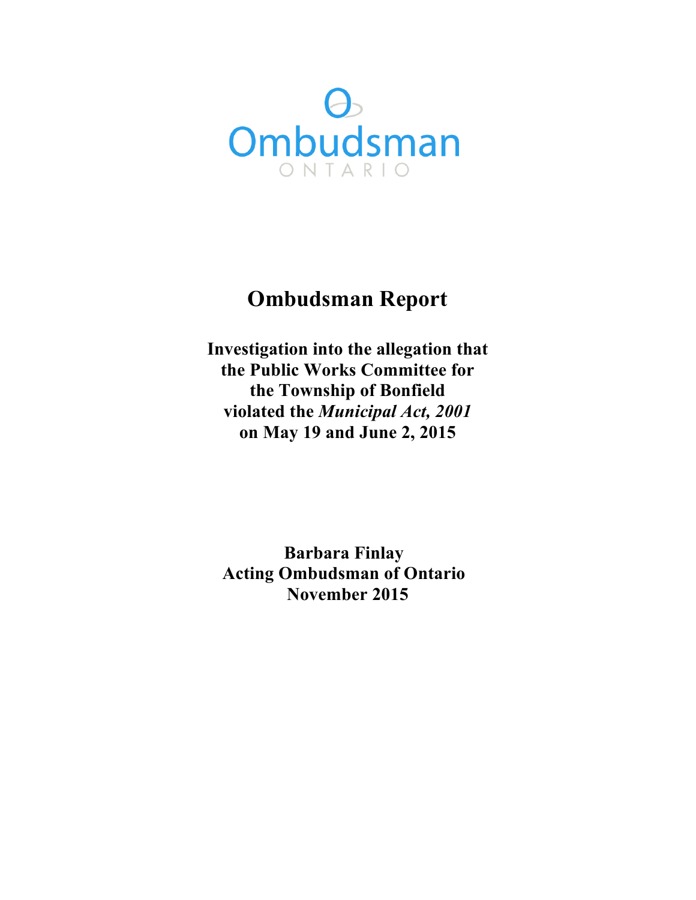Ombudsman

ONTARIO

# Ombudsman Report

## Investigation into the allegation that the Public Works Committee for the Township of Bonfield violated the *Municipal Act, 2001* on May 19 and June 2, 2015

**Barbara Finlay**
**Acting Ombudsman of Ontario**
**November 2015**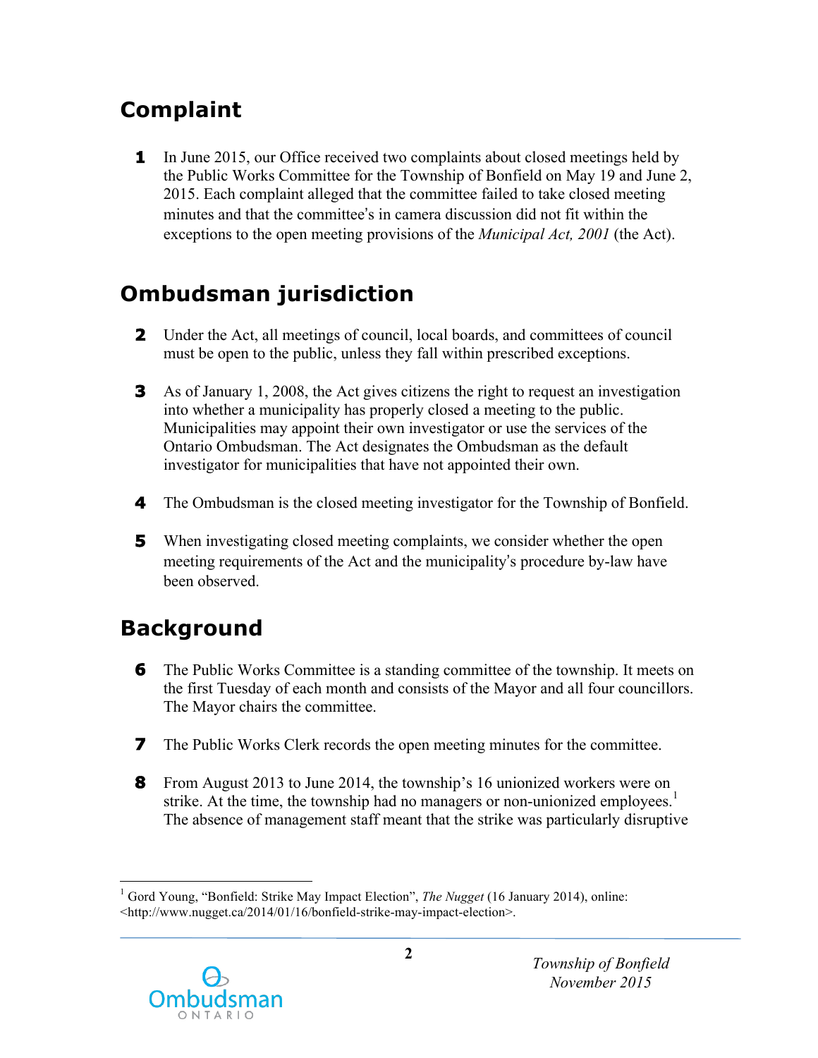## Complaint

**1** In June 2015, our Office received two complaints about closed meetings held by the Public Works Committee for the Township of Bonfield on May 19 and June 2, 2015. Each complaint alleged that the committee failed to take closed meeting minutes and that the committee's in camera discussion did not fit within the exceptions to the open meeting provisions of the *Municipal Act, 2001* (the Act).

## Ombudsman jurisdiction

**2** Under the Act, all meetings of council, local boards, and committees of council must be open to the public, unless they fall within prescribed exceptions.

**3** As of January 1, 2008, the Act gives citizens the right to request an investigation into whether a municipality has properly closed a meeting to the public. Municipalities may appoint their own investigator or use the services of the Ontario Ombudsman. The Act designates the Ombudsman as the default investigator for municipalities that have not appointed their own.

**4** The Ombudsman is the closed meeting investigator for the Township of Bonfield.

**5** When investigating closed meeting complaints, we consider whether the open meeting requirements of the Act and the municipality's procedure by-law have been observed.

## Background

**6** The Public Works Committee is a standing committee of the township. It meets on the first Tuesday of each month and consists of the Mayor and all four councillors. The Mayor chairs the committee.

**7** The Public Works Clerk records the open meeting minutes for the committee.

**8** From August 2013 to June 2014, the township's 16 unionized workers were on strike. At the time, the township had no managers or non-unionized employees.[1] The absence of management staff meant that the strike was particularly disruptive

---

[1] Gord Young, "Bonfield: Strike May Impact Election", *The Nugget* (16 January 2014), online: <http://www.nugget.ca/2014/01/16/bonfield-strike-may-impact-election>.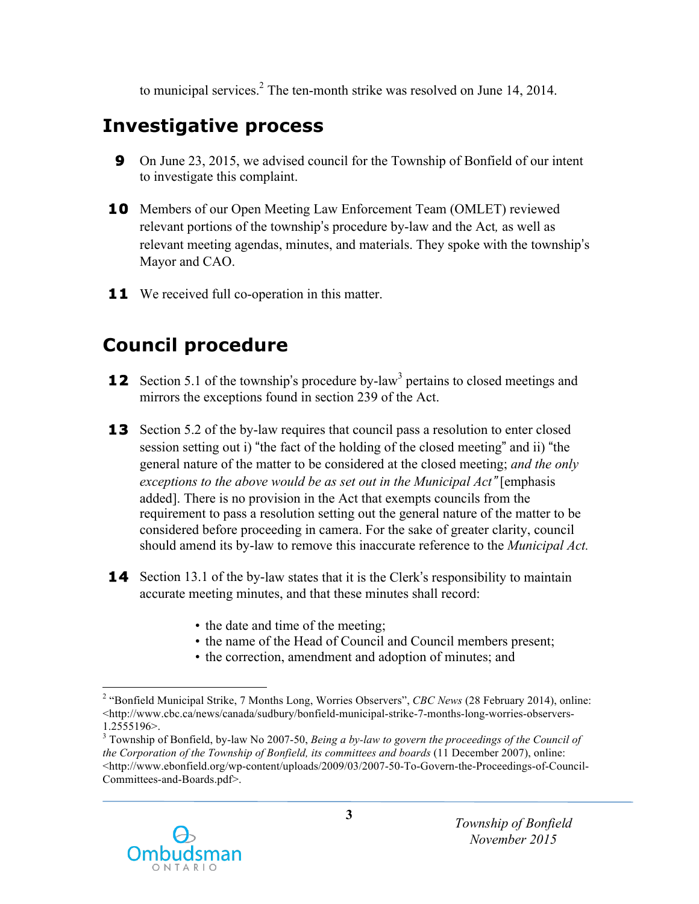to municipal services.[2] The ten-month strike was resolved on June 14, 2014.

## Investigative process

**9** On June 23, 2015, we advised council for the Township of Bonfield of our intent to investigate this complaint.

**10** Members of our Open Meeting Law Enforcement Team (OMLET) reviewed relevant portions of the township's procedure by-law and the Act, as well as relevant meeting agendas, minutes, and materials. They spoke with the township's Mayor and CAO.

**11** We received full co-operation in this matter.

## Council procedure

**12** Section 5.1 of the township's procedure by-law[3] pertains to closed meetings and mirrors the exceptions found in section 239 of the Act.

**13** Section 5.2 of the by-law requires that council pass a resolution to enter closed session setting out i) "the fact of the holding of the closed meeting" and ii) "the general nature of the matter to be considered at the closed meeting; *and the only exceptions to the above would be as set out in the Municipal Act"* [emphasis added]. There is no provision in the Act that exempts councils from the requirement to pass a resolution setting out the general nature of the matter to be considered before proceeding in camera. For the sake of greater clarity, council should amend its by-law to remove this inaccurate reference to the *Municipal Act.*

**14** Section 13.1 of the by-law states that it is the Clerk's responsibility to maintain accurate meeting minutes, and that these minutes shall record:

- the date and time of the meeting;
- the name of the Head of Council and Council members present;
- the correction, amendment and adoption of minutes; and

---

[2] "Bonfield Municipal Strike, 7 Months Long, Worries Observers", *CBC News* (28 February 2014), online: <http://www.cbc.ca/news/canada/sudbury/bonfield-municipal-strike-7-months-long-worries-observers-1.2555196>.

[3] Township of Bonfield, by-law No 2007-50, *Being a by-law to govern the proceedings of the Council of the Corporation of the Township of Bonfield, its committees and boards* (11 December 2007), online: <http://www.ebonfield.org/wp-content/uploads/2009/03/2007-50-To-Govern-the-Proceedings-of-Council-Committees-and-Boards.pdf>.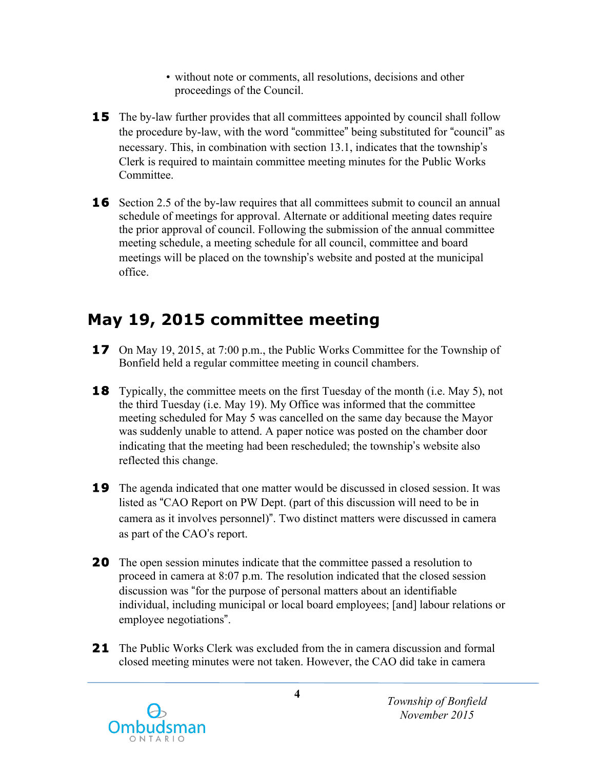- without note or comments, all resolutions, decisions and other proceedings of the Council.

**15** The by-law further provides that all committees appointed by council shall follow the procedure by-law, with the word "committee" being substituted for "council" as necessary. This, in combination with section 13.1, indicates that the township's Clerk is required to maintain committee meeting minutes for the Public Works Committee.

**16** Section 2.5 of the by-law requires that all committees submit to council an annual schedule of meetings for approval. Alternate or additional meeting dates require the prior approval of council. Following the submission of the annual committee meeting schedule, a meeting schedule for all council, committee and board meetings will be placed on the township's website and posted at the municipal office.

## May 19, 2015 committee meeting

**17** On May 19, 2015, at 7:00 p.m., the Public Works Committee for the Township of Bonfield held a regular committee meeting in council chambers.

**18** Typically, the committee meets on the first Tuesday of the month (i.e. May 5), not the third Tuesday (i.e. May 19). My Office was informed that the committee meeting scheduled for May 5 was cancelled on the same day because the Mayor was suddenly unable to attend. A paper notice was posted on the chamber door indicating that the meeting had been rescheduled; the township's website also reflected this change.

**19** The agenda indicated that one matter would be discussed in closed session. It was listed as "CAO Report on PW Dept. (part of this discussion will need to be in camera as it involves personnel)". Two distinct matters were discussed in camera as part of the CAO's report.

**20** The open session minutes indicate that the committee passed a resolution to proceed in camera at 8:07 p.m. The resolution indicated that the closed session discussion was "for the purpose of personal matters about an identifiable individual, including municipal or local board employees; [and] labour relations or employee negotiations".

**21** The Public Works Clerk was excluded from the in camera discussion and formal closed meeting minutes were not taken. However, the CAO did take in camera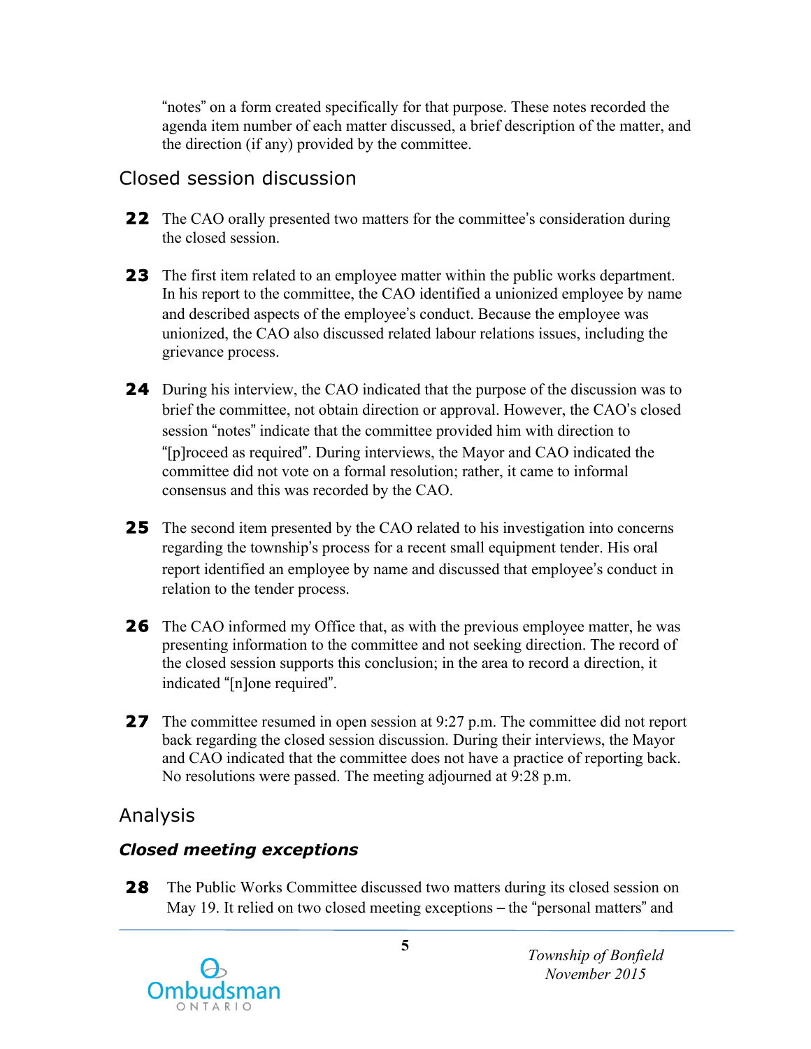"notes" on a form created specifically for that purpose. These notes recorded the agenda item number of each matter discussed, a brief description of the matter, and the direction (if any) provided by the committee.

## Closed session discussion

**22** The CAO orally presented two matters for the committee's consideration during the closed session.

**23** The first item related to an employee matter within the public works department. In his report to the committee, the CAO identified a unionized employee by name and described aspects of the employee's conduct. Because the employee was unionized, the CAO also discussed related labour relations issues, including the grievance process.

**24** During his interview, the CAO indicated that the purpose of the discussion was to brief the committee, not obtain direction or approval. However, the CAO's closed session "notes" indicate that the committee provided him with direction to "[p]roceed as required". During interviews, the Mayor and CAO indicated the committee did not vote on a formal resolution; rather, it came to informal consensus and this was recorded by the CAO.

**25** The second item presented by the CAO related to his investigation into concerns regarding the township's process for a recent small equipment tender. His oral report identified an employee by name and discussed that employee's conduct in relation to the tender process.

**26** The CAO informed my Office that, as with the previous employee matter, he was presenting information to the committee and not seeking direction. The record of the closed session supports this conclusion; in the area to record a direction, it indicated "[n]one required".

**27** The committee resumed in open session at 9:27 p.m. The committee did not report back regarding the closed session discussion. During their interviews, the Mayor and CAO indicated that the committee does not have a practice of reporting back. No resolutions were passed. The meeting adjourned at 9:28 p.m.

## Analysis

### *Closed meeting exceptions*

**28** The Public Works Committee discussed two matters during its closed session on May 19. It relied on two closed meeting exceptions – the "personal matters" and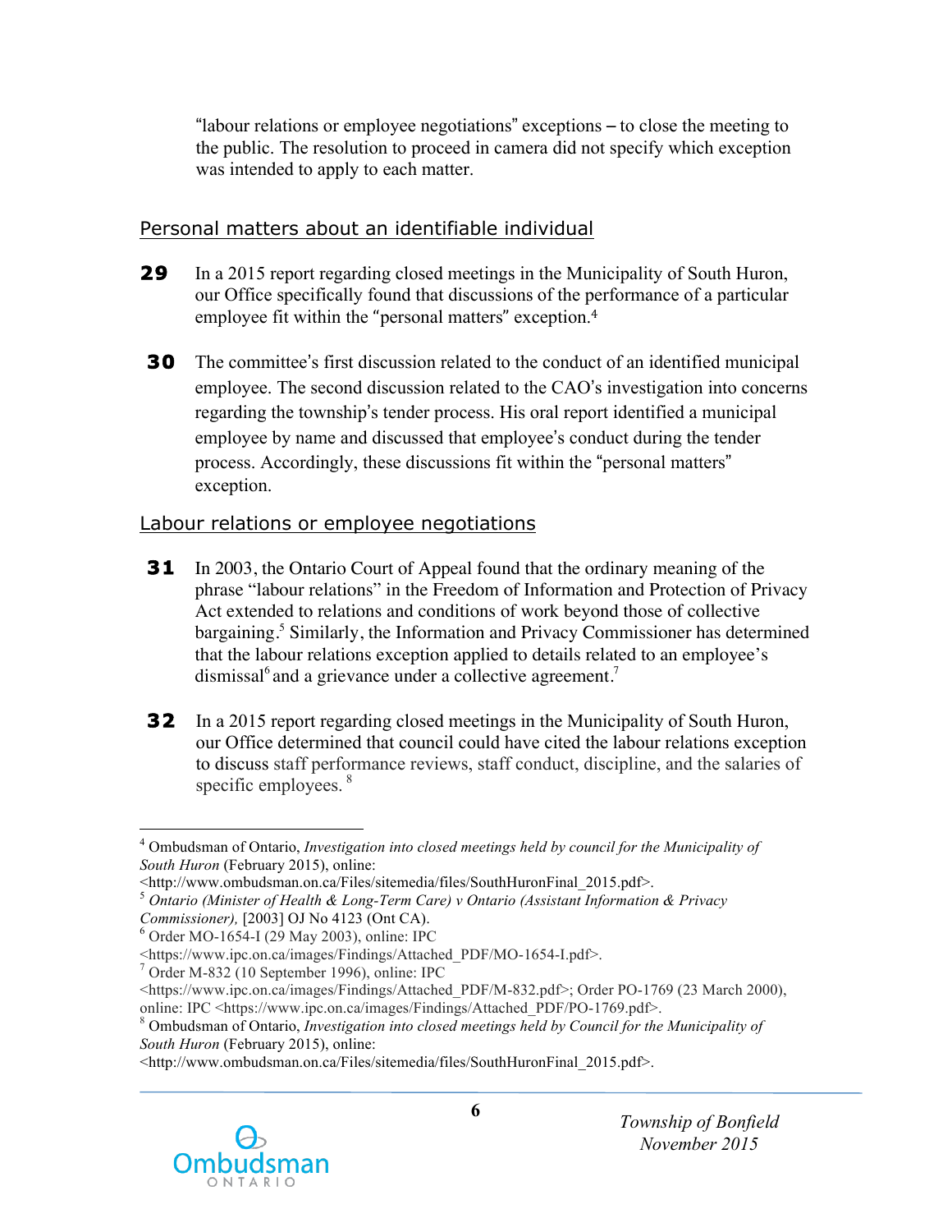"labour relations or employee negotiations" exceptions – to close the meeting to the public. The resolution to proceed in camera did not specify which exception was intended to apply to each matter.

## Personal matters about an identifiable individual

**29** In a 2015 report regarding closed meetings in the Municipality of South Huron, our Office specifically found that discussions of the performance of a particular employee fit within the "personal matters" exception.[4]

**30** The committee's first discussion related to the conduct of an identified municipal employee. The second discussion related to the CAO's investigation into concerns regarding the township's tender process. His oral report identified a municipal employee by name and discussed that employee's conduct during the tender process. Accordingly, these discussions fit within the "personal matters" exception.

## Labour relations or employee negotiations

**31** In 2003, the Ontario Court of Appeal found that the ordinary meaning of the phrase "labour relations" in the Freedom of Information and Protection of Privacy Act extended to relations and conditions of work beyond those of collective bargaining.[5] Similarly, the Information and Privacy Commissioner has determined that the labour relations exception applied to details related to an employee's dismissal[6] and a grievance under a collective agreement.[7]

**32** In a 2015 report regarding closed meetings in the Municipality of South Huron, our Office determined that council could have cited the labour relations exception to discuss staff performance reviews, staff conduct, discipline, and the salaries of specific employees.[8]

---

[4] Ombudsman of Ontario, *Investigation into closed meetings held by council for the Municipality of South Huron* (February 2015), online: <http://www.ombudsman.on.ca/Files/sitemedia/files/SouthHuronFinal_2015.pdf>.

[5] *Ontario (Minister of Health & Long-Term Care) v Ontario (Assistant Information & Privacy Commissioner),* [2003] OJ No 4123 (Ont CA).

[6] Order MO-1654-I (29 May 2003), online: IPC <https://www.ipc.on.ca/images/Findings/Attached_PDF/MO-1654-I.pdf>.

[7] Order M-832 (10 September 1996), online: IPC <https://www.ipc.on.ca/images/Findings/Attached_PDF/M-832.pdf>; Order PO-1769 (23 March 2000), online: IPC <https://www.ipc.on.ca/images/Findings/Attached_PDF/PO-1769.pdf>.

[8] Ombudsman of Ontario, *Investigation into closed meetings held by Council for the Municipality of South Huron* (February 2015), online: <http://www.ombudsman.on.ca/Files/sitemedia/files/SouthHuronFinal_2015.pdf>.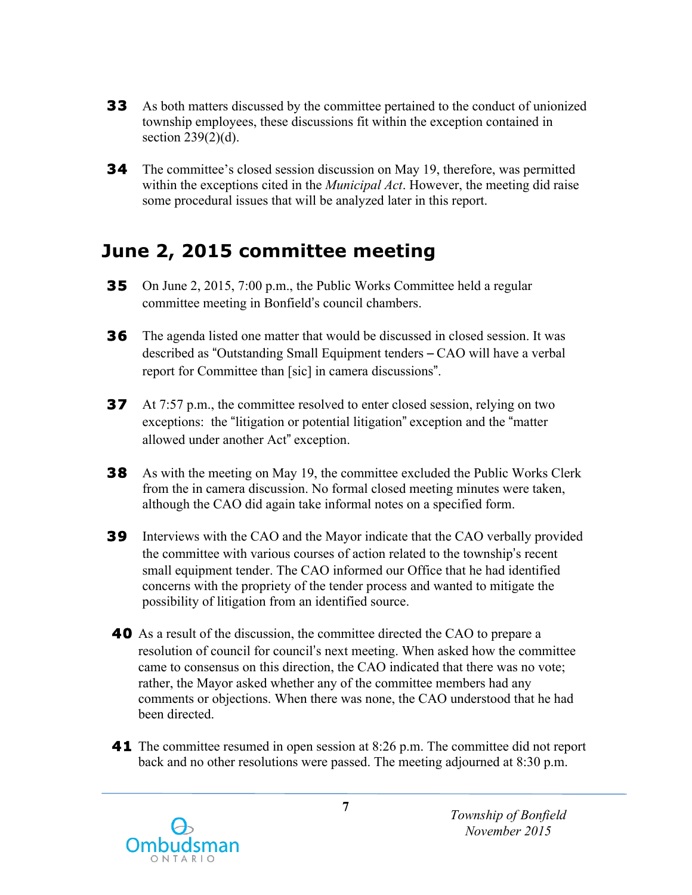**33** As both matters discussed by the committee pertained to the conduct of unionized township employees, these discussions fit within the exception contained in section 239(2)(d).

**34** The committee's closed session discussion on May 19, therefore, was permitted within the exceptions cited in the *Municipal Act*. However, the meeting did raise some procedural issues that will be analyzed later in this report.

## June 2, 2015 committee meeting

**35** On June 2, 2015, 7:00 p.m., the Public Works Committee held a regular committee meeting in Bonfield's council chambers.

**36** The agenda listed one matter that would be discussed in closed session. It was described as "Outstanding Small Equipment tenders – CAO will have a verbal report for Committee than [sic] in camera discussions".

**37** At 7:57 p.m., the committee resolved to enter closed session, relying on two exceptions: the "litigation or potential litigation" exception and the "matter allowed under another Act" exception.

**38** As with the meeting on May 19, the committee excluded the Public Works Clerk from the in camera discussion. No formal closed meeting minutes were taken, although the CAO did again take informal notes on a specified form.

**39** Interviews with the CAO and the Mayor indicate that the CAO verbally provided the committee with various courses of action related to the township's recent small equipment tender. The CAO informed our Office that he had identified concerns with the propriety of the tender process and wanted to mitigate the possibility of litigation from an identified source.

**40** As a result of the discussion, the committee directed the CAO to prepare a resolution of council for council's next meeting. When asked how the committee came to consensus on this direction, the CAO indicated that there was no vote; rather, the Mayor asked whether any of the committee members had any comments or objections. When there was none, the CAO understood that he had been directed.

**41** The committee resumed in open session at 8:26 p.m. The committee did not report back and no other resolutions were passed. The meeting adjourned at 8:30 p.m.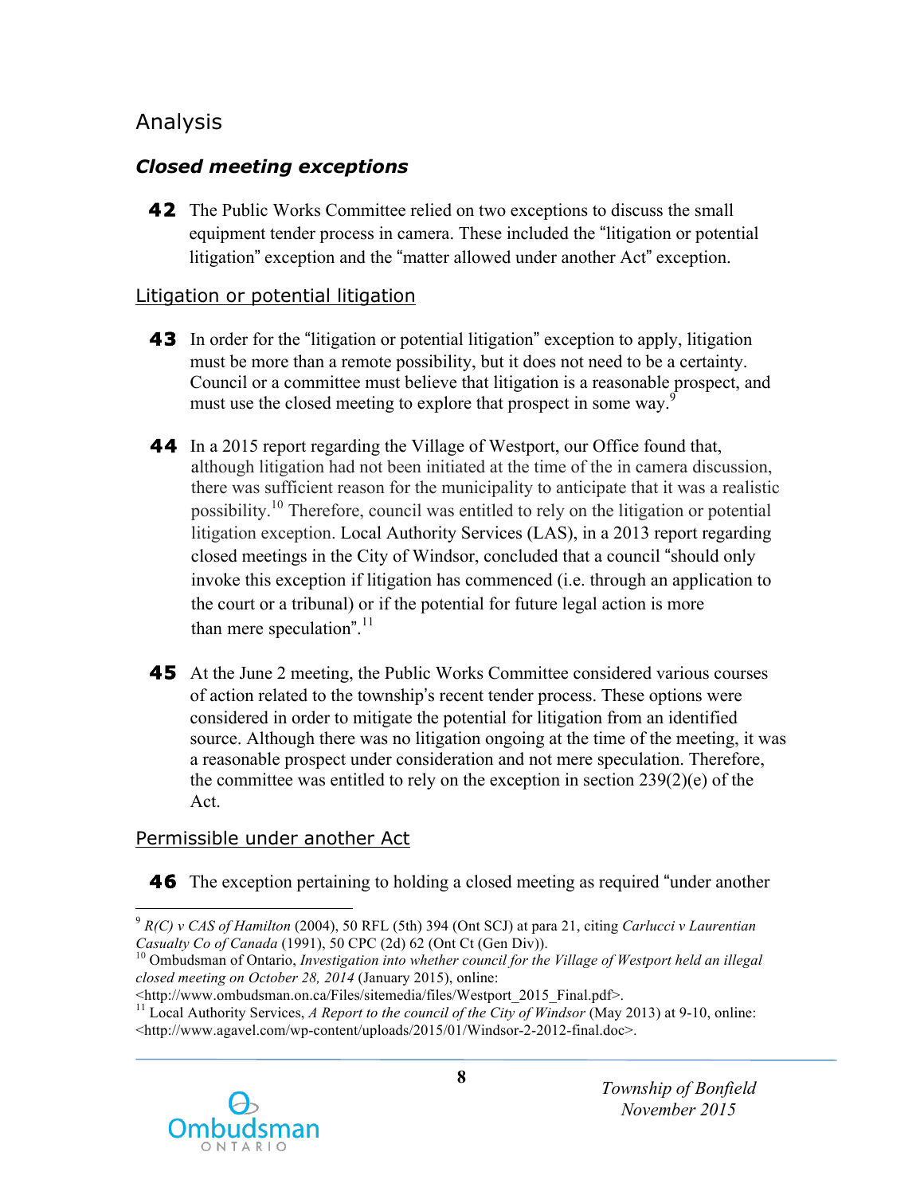## Analysis

### *Closed meeting exceptions*

**42** The Public Works Committee relied on two exceptions to discuss the small equipment tender process in camera. These included the "litigation or potential litigation" exception and the "matter allowed under another Act" exception.

#### Litigation or potential litigation

**43** In order for the "litigation or potential litigation" exception to apply, litigation must be more than a remote possibility, but it does not need to be a certainty. Council or a committee must believe that litigation is a reasonable prospect, and must use the closed meeting to explore that prospect in some way.[9]

**44** In a 2015 report regarding the Village of Westport, our Office found that, although litigation had not been initiated at the time of the in camera discussion, there was sufficient reason for the municipality to anticipate that it was a realistic possibility.[10] Therefore, council was entitled to rely on the litigation or potential litigation exception. Local Authority Services (LAS), in a 2013 report regarding closed meetings in the City of Windsor, concluded that a council "should only invoke this exception if litigation has commenced (i.e. through an application to the court or a tribunal) or if the potential for future legal action is more than mere speculation".[11]

**45** At the June 2 meeting, the Public Works Committee considered various courses of action related to the township's recent tender process. These options were considered in order to mitigate the potential for litigation from an identified source. Although there was no litigation ongoing at the time of the meeting, it was a reasonable prospect under consideration and not mere speculation. Therefore, the committee was entitled to rely on the exception in section 239(2)(e) of the Act.

#### Permissible under another Act

**46** The exception pertaining to holding a closed meeting as required "under another

---

[9] *R(C) v CAS of Hamilton* (2004), 50 RFL (5th) 394 (Ont SCJ) at para 21, citing *Carlucci v Laurentian Casualty Co of Canada* (1991), 50 CPC (2d) 62 (Ont Ct (Gen Div)).

[10] Ombudsman of Ontario, *Investigation into whether council for the Village of Westport held an illegal closed meeting on October 28, 2014* (January 2015), online: <http://www.ombudsman.on.ca/Files/sitemedia/files/Westport_2015_Final.pdf>.

[11] Local Authority Services, *A Report to the council of the City of Windsor* (May 2013) at 9-10, online: <http://www.agavel.com/wp-content/uploads/2015/01/Windsor-2-2012-final.doc>.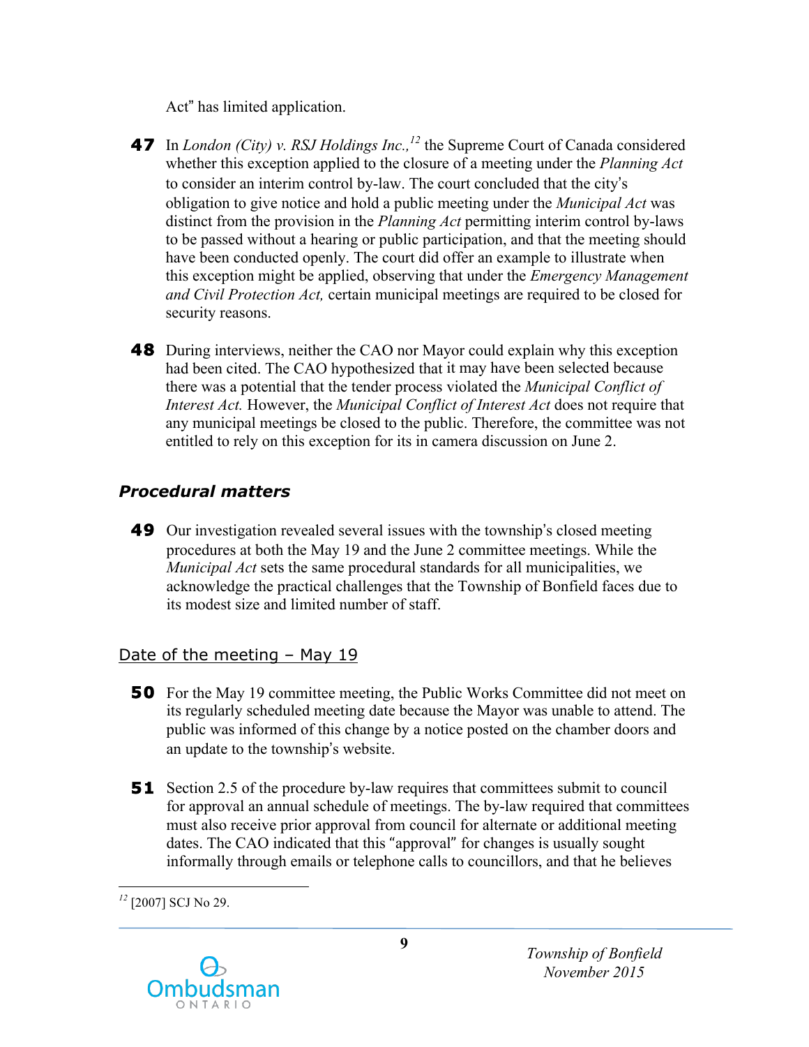Act" has limited application.

**47** In *London (City) v. RSJ Holdings Inc.,*[12] the Supreme Court of Canada considered whether this exception applied to the closure of a meeting under the *Planning Act* to consider an interim control by-law. The court concluded that the city's obligation to give notice and hold a public meeting under the *Municipal Act* was distinct from the provision in the *Planning Act* permitting interim control by-laws to be passed without a hearing or public participation, and that the meeting should have been conducted openly. The court did offer an example to illustrate when this exception might be applied, observing that under the *Emergency Management and Civil Protection Act,* certain municipal meetings are required to be closed for security reasons.

**48** During interviews, neither the CAO nor Mayor could explain why this exception had been cited. The CAO hypothesized that it may have been selected because there was a potential that the tender process violated the *Municipal Conflict of Interest Act.* However, the *Municipal Conflict of Interest Act* does not require that any municipal meetings be closed to the public. Therefore, the committee was not entitled to rely on this exception for its in camera discussion on June 2.

### *Procedural matters*

**49** Our investigation revealed several issues with the township's closed meeting procedures at both the May 19 and the June 2 committee meetings. While the *Municipal Act* sets the same procedural standards for all municipalities, we acknowledge the practical challenges that the Township of Bonfield faces due to its modest size and limited number of staff.

#### Date of the meeting – May 19

**50** For the May 19 committee meeting, the Public Works Committee did not meet on its regularly scheduled meeting date because the Mayor was unable to attend. The public was informed of this change by a notice posted on the chamber doors and an update to the township's website.

**51** Section 2.5 of the procedure by-law requires that committees submit to council for approval an annual schedule of meetings. The by-law required that committees must also receive prior approval from council for alternate or additional meeting dates. The CAO indicated that this "approval" for changes is usually sought informally through emails or telephone calls to councillors, and that he believes

---

[12] [2007] SCJ No 29.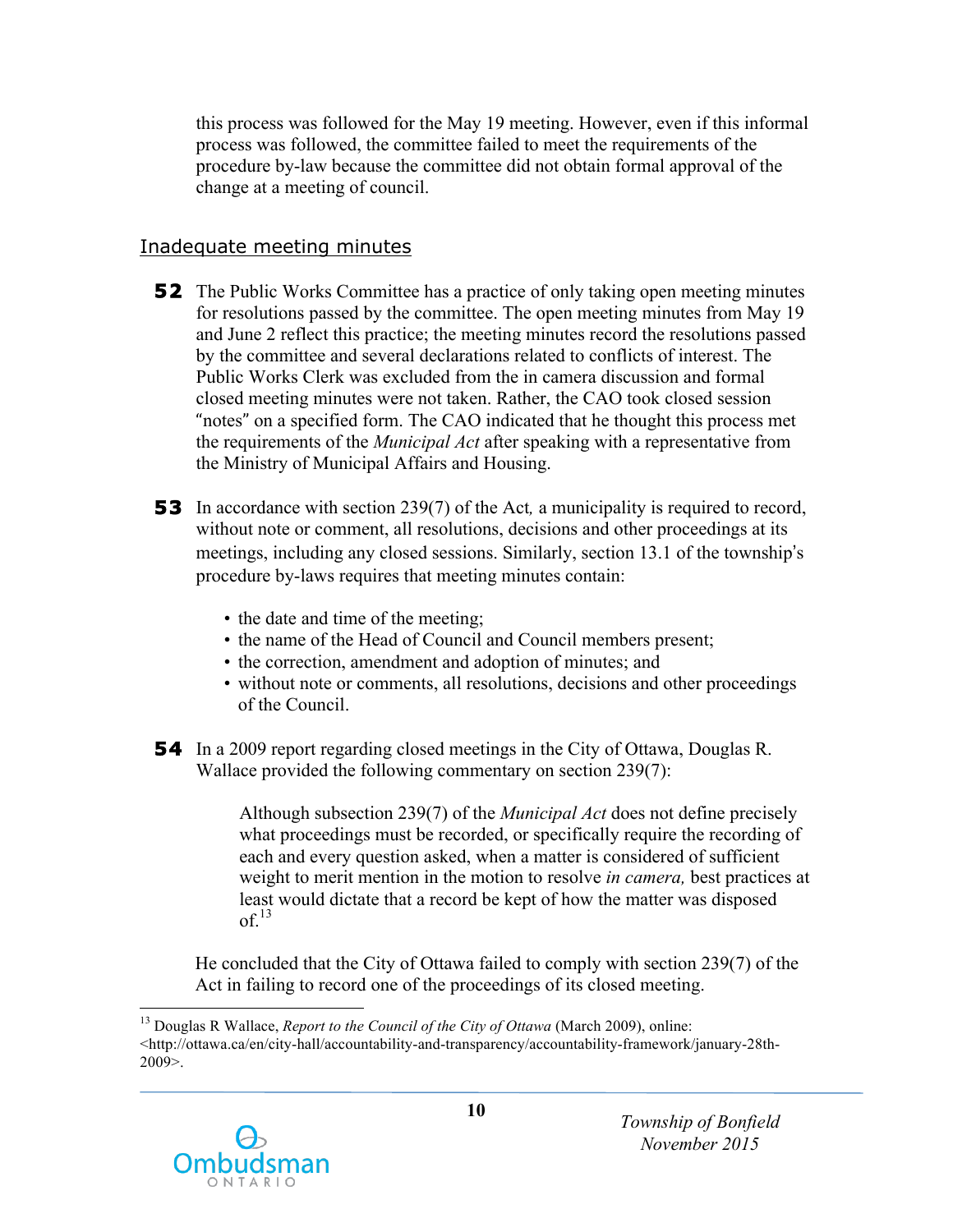this process was followed for the May 19 meeting. However, even if this informal process was followed, the committee failed to meet the requirements of the procedure by-law because the committee did not obtain formal approval of the change at a meeting of council.

## Inadequate meeting minutes

**52** The Public Works Committee has a practice of only taking open meeting minutes for resolutions passed by the committee. The open meeting minutes from May 19 and June 2 reflect this practice; the meeting minutes record the resolutions passed by the committee and several declarations related to conflicts of interest. The Public Works Clerk was excluded from the in camera discussion and formal closed meeting minutes were not taken. Rather, the CAO took closed session "notes" on a specified form. The CAO indicated that he thought this process met the requirements of the *Municipal Act* after speaking with a representative from the Ministry of Municipal Affairs and Housing.

**53** In accordance with section 239(7) of the Act*,* a municipality is required to record, without note or comment, all resolutions, decisions and other proceedings at its meetings, including any closed sessions. Similarly, section 13.1 of the township's procedure by-laws requires that meeting minutes contain:

- the date and time of the meeting;
- the name of the Head of Council and Council members present;
- the correction, amendment and adoption of minutes; and
- without note or comments, all resolutions, decisions and other proceedings of the Council.

**54** In a 2009 report regarding closed meetings in the City of Ottawa, Douglas R. Wallace provided the following commentary on section 239(7):

> Although subsection 239(7) of the *Municipal Act* does not define precisely what proceedings must be recorded, or specifically require the recording of each and every question asked, when a matter is considered of sufficient weight to merit mention in the motion to resolve *in camera,* best practices at least would dictate that a record be kept of how the matter was disposed of.[13]

He concluded that the City of Ottawa failed to comply with section 239(7) of the Act in failing to record one of the proceedings of its closed meeting.

---

[13] Douglas R Wallace, *Report to the Council of the City of Ottawa* (March 2009), online: <http://ottawa.ca/en/city-hall/accountability-and-transparency/accountability-framework/january-28th-2009>.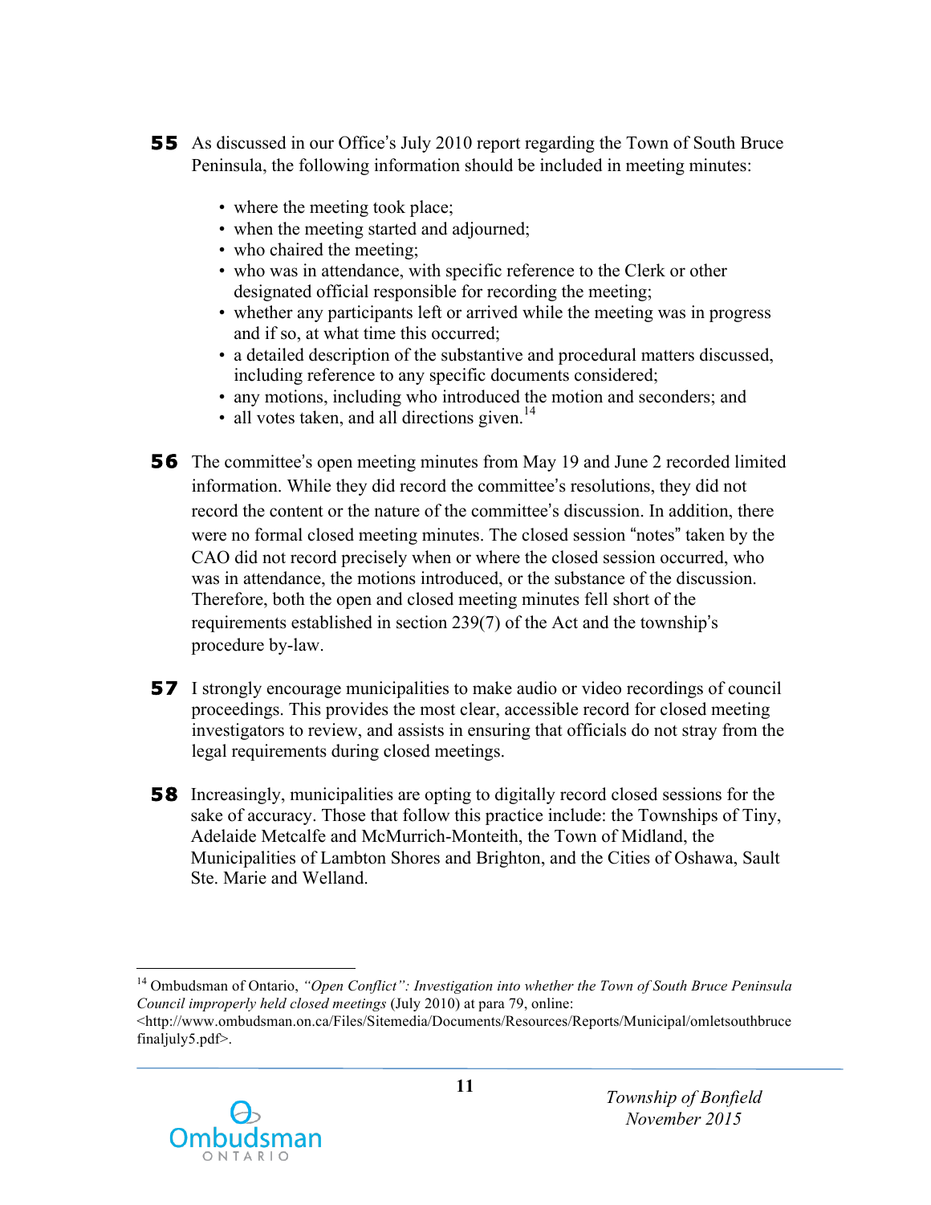**55** As discussed in our Office's July 2010 report regarding the Town of South Bruce Peninsula, the following information should be included in meeting minutes:

- where the meeting took place;
- when the meeting started and adjourned;
- who chaired the meeting;
- who was in attendance, with specific reference to the Clerk or other designated official responsible for recording the meeting;
- whether any participants left or arrived while the meeting was in progress and if so, at what time this occurred;
- a detailed description of the substantive and procedural matters discussed, including reference to any specific documents considered;
- any motions, including who introduced the motion and seconders; and
- all votes taken, and all directions given.[14]

**56** The committee's open meeting minutes from May 19 and June 2 recorded limited information. While they did record the committee's resolutions, they did not record the content or the nature of the committee's discussion. In addition, there were no formal closed meeting minutes. The closed session "notes" taken by the CAO did not record precisely when or where the closed session occurred, who was in attendance, the motions introduced, or the substance of the discussion. Therefore, both the open and closed meeting minutes fell short of the requirements established in section 239(7) of the Act and the township's procedure by-law.

**57** I strongly encourage municipalities to make audio or video recordings of council proceedings. This provides the most clear, accessible record for closed meeting investigators to review, and assists in ensuring that officials do not stray from the legal requirements during closed meetings.

**58** Increasingly, municipalities are opting to digitally record closed sessions for the sake of accuracy. Those that follow this practice include: the Townships of Tiny, Adelaide Metcalfe and McMurrich-Monteith, the Town of Midland, the Municipalities of Lambton Shores and Brighton, and the Cities of Oshawa, Sault Ste. Marie and Welland.

---

[14] Ombudsman of Ontario, *"Open Conflict": Investigation into whether the Town of South Bruce Peninsula Council improperly held closed meetings* (July 2010) at para 79, online: <http://www.ombudsman.on.ca/Files/Sitemedia/Documents/Resources/Reports/Municipal/omletsouthbrucefinaljuly5.pdf>.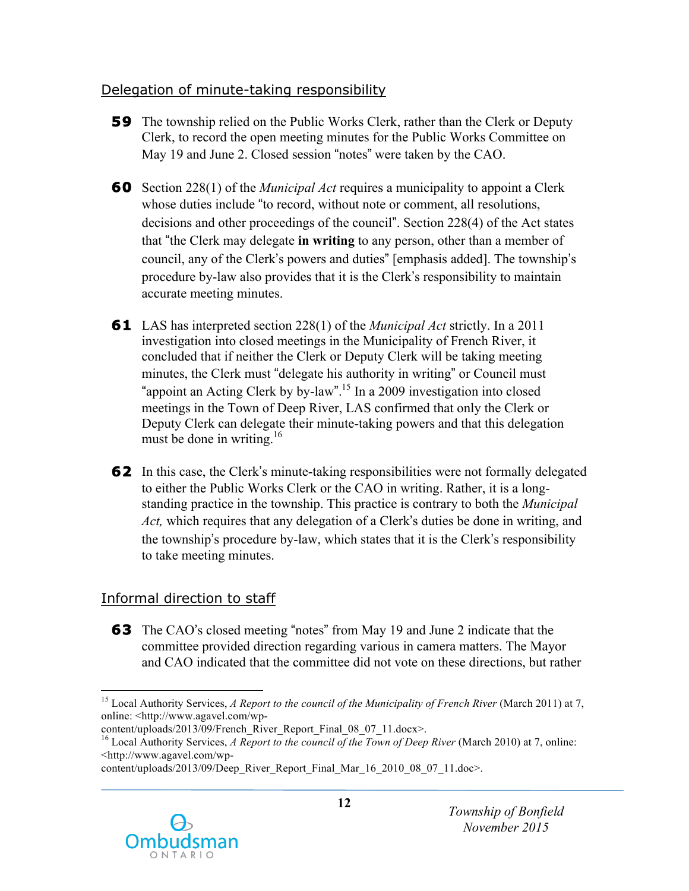## Delegation of minute-taking responsibility

**59** The township relied on the Public Works Clerk, rather than the Clerk or Deputy Clerk, to record the open meeting minutes for the Public Works Committee on May 19 and June 2. Closed session "notes" were taken by the CAO.

**60** Section 228(1) of the *Municipal Act* requires a municipality to appoint a Clerk whose duties include "to record, without note or comment, all resolutions, decisions and other proceedings of the council". Section 228(4) of the Act states that "the Clerk may delegate **in writing** to any person, other than a member of council, any of the Clerk's powers and duties" [emphasis added]. The township's procedure by-law also provides that it is the Clerk's responsibility to maintain accurate meeting minutes.

**61** LAS has interpreted section 228(1) of the *Municipal Act* strictly. In a 2011 investigation into closed meetings in the Municipality of French River, it concluded that if neither the Clerk or Deputy Clerk will be taking meeting minutes, the Clerk must "delegate his authority in writing" or Council must "appoint an Acting Clerk by by-law".[15] In a 2009 investigation into closed meetings in the Town of Deep River, LAS confirmed that only the Clerk or Deputy Clerk can delegate their minute-taking powers and that this delegation must be done in writing.[16]

**62** In this case, the Clerk's minute-taking responsibilities were not formally delegated to either the Public Works Clerk or the CAO in writing. Rather, it is a long-standing practice in the township. This practice is contrary to both the *Municipal Act,* which requires that any delegation of a Clerk's duties be done in writing, and the township's procedure by-law, which states that it is the Clerk's responsibility to take meeting minutes.

## Informal direction to staff

**63** The CAO's closed meeting "notes" from May 19 and June 2 indicate that the committee provided direction regarding various in camera matters. The Mayor and CAO indicated that the committee did not vote on these directions, but rather

---

[15] Local Authority Services, *A Report to the council of the Municipality of French River* (March 2011) at 7, online: <http://www.agavel.com/wp-content/uploads/2013/09/French_River_Report_Final_08_07_11.docx>.

[16] Local Authority Services, *A Report to the council of the Town of Deep River* (March 2010) at 7, online: <http://www.agavel.com/wp-content/uploads/2013/09/Deep_River_Report_Final_Mar_16_2010_08_07_11.doc>.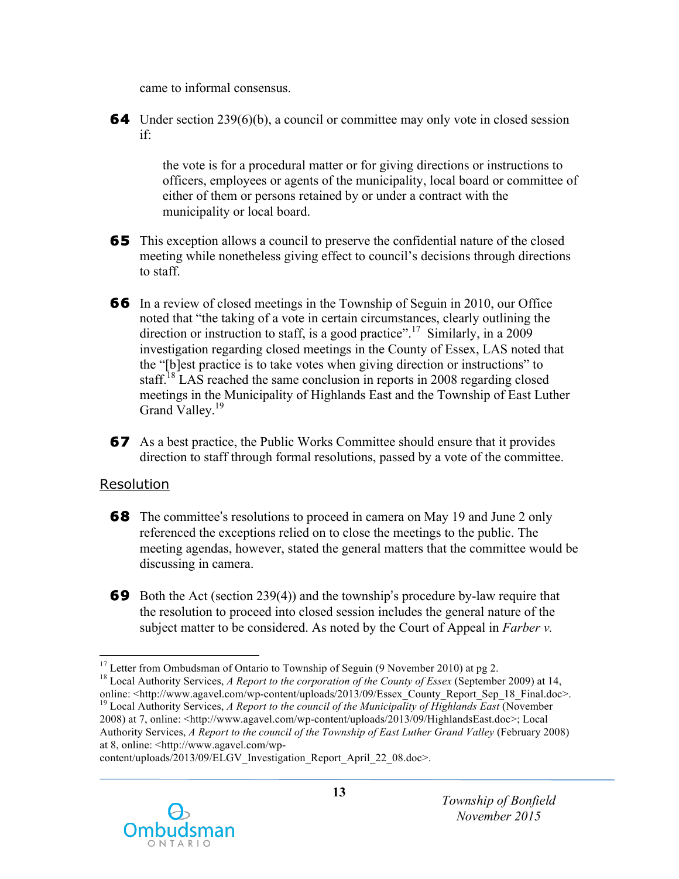came to informal consensus.

**64** Under section 239(6)(b), a council or committee may only vote in closed session if:

> the vote is for a procedural matter or for giving directions or instructions to officers, employees or agents of the municipality, local board or committee of either of them or persons retained by or under a contract with the municipality or local board.

**65** This exception allows a council to preserve the confidential nature of the closed meeting while nonetheless giving effect to council's decisions through directions to staff.

**66** In a review of closed meetings in the Township of Seguin in 2010, our Office noted that "the taking of a vote in certain circumstances, clearly outlining the direction or instruction to staff, is a good practice".[17] Similarly, in a 2009 investigation regarding closed meetings in the County of Essex, LAS noted that the "[b]est practice is to take votes when giving direction or instructions" to staff.[18] LAS reached the same conclusion in reports in 2008 regarding closed meetings in the Municipality of Highlands East and the Township of East Luther Grand Valley.[19]

**67** As a best practice, the Public Works Committee should ensure that it provides direction to staff through formal resolutions, passed by a vote of the committee.

## Resolution

**68** The committee's resolutions to proceed in camera on May 19 and June 2 only referenced the exceptions relied on to close the meetings to the public. The meeting agendas, however, stated the general matters that the committee would be discussing in camera.

**69** Both the Act (section 239(4)) and the township's procedure by-law require that the resolution to proceed into closed session includes the general nature of the subject matter to be considered. As noted by the Court of Appeal in *Farber v.*

---

[17] Letter from Ombudsman of Ontario to Township of Seguin (9 November 2010) at pg 2.

[18] Local Authority Services, *A Report to the corporation of the County of Essex* (September 2009) at 14, online: <http://www.agavel.com/wp-content/uploads/2013/09/Essex_County_Report_Sep_18_Final.doc>.

[19] Local Authority Services, *A Report to the council of the Municipality of Highlands East* (November 2008) at 7, online: <http://www.agavel.com/wp-content/uploads/2013/09/HighlandsEast.doc>; Local Authority Services, *A Report to the council of the Township of East Luther Grand Valley* (February 2008) at 8, online: <http://www.agavel.com/wp-content/uploads/2013/09/ELGV_Investigation_Report_April_22_08.doc>.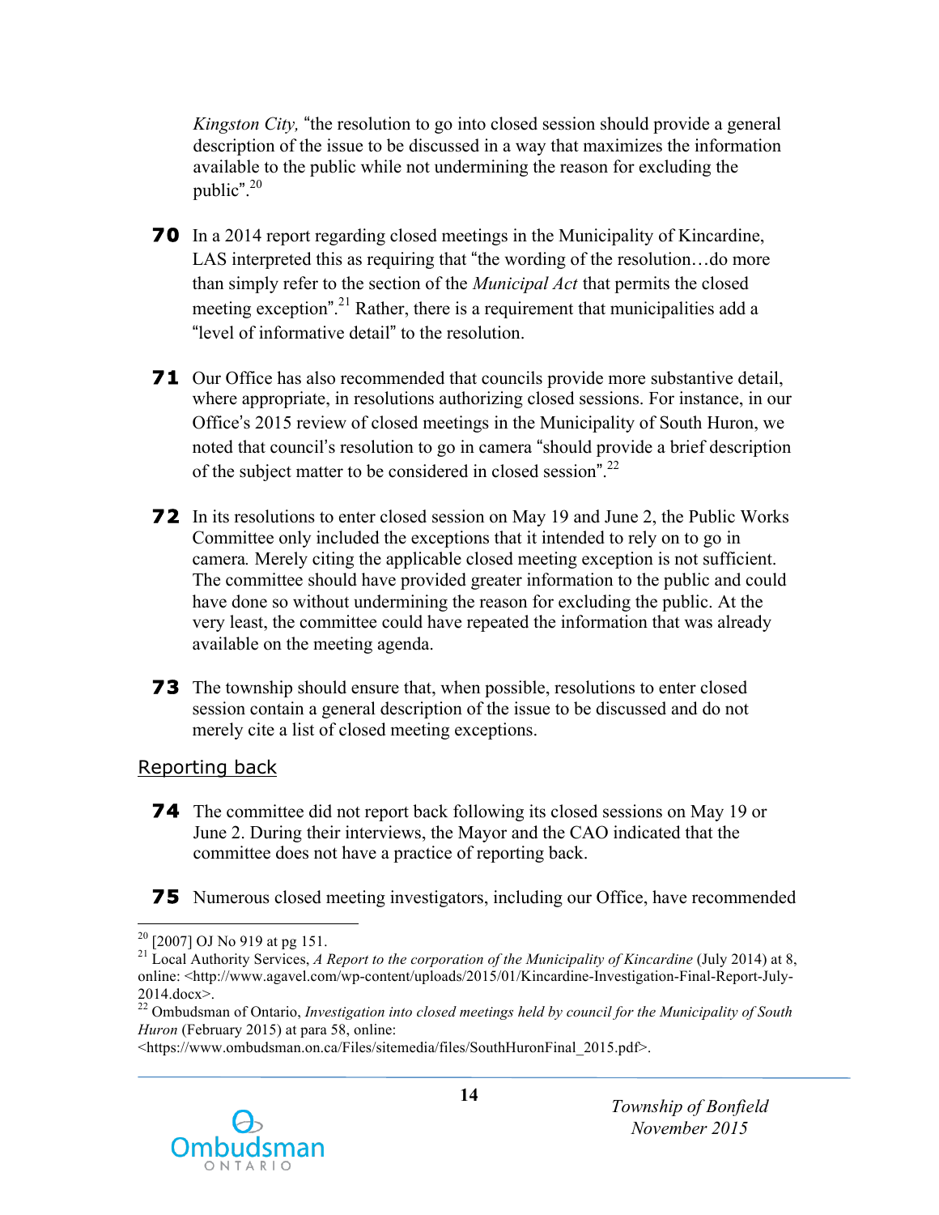*Kingston City,* "the resolution to go into closed session should provide a general description of the issue to be discussed in a way that maximizes the information available to the public while not undermining the reason for excluding the public".[20]

**70** In a 2014 report regarding closed meetings in the Municipality of Kincardine, LAS interpreted this as requiring that "the wording of the resolution…do more than simply refer to the section of the *Municipal Act* that permits the closed meeting exception".[21] Rather, there is a requirement that municipalities add a "level of informative detail" to the resolution.

**71** Our Office has also recommended that councils provide more substantive detail, where appropriate, in resolutions authorizing closed sessions. For instance, in our Office's 2015 review of closed meetings in the Municipality of South Huron, we noted that council's resolution to go in camera "should provide a brief description of the subject matter to be considered in closed session".[22]

**72** In its resolutions to enter closed session on May 19 and June 2, the Public Works Committee only included the exceptions that it intended to rely on to go in camera. Merely citing the applicable closed meeting exception is not sufficient. The committee should have provided greater information to the public and could have done so without undermining the reason for excluding the public. At the very least, the committee could have repeated the information that was already available on the meeting agenda.

**73** The township should ensure that, when possible, resolutions to enter closed session contain a general description of the issue to be discussed and do not merely cite a list of closed meeting exceptions.

## Reporting back

**74** The committee did not report back following its closed sessions on May 19 or June 2. During their interviews, the Mayor and the CAO indicated that the committee does not have a practice of reporting back.

**75** Numerous closed meeting investigators, including our Office, have recommended

---

[20] [2007] OJ No 919 at pg 151.

[21] Local Authority Services, *A Report to the corporation of the Municipality of Kincardine* (July 2014) at 8, online: <http://www.agavel.com/wp-content/uploads/2015/01/Kincardine-Investigation-Final-Report-July-2014.docx>.

[22] Ombudsman of Ontario, *Investigation into closed meetings held by council for the Municipality of South Huron* (February 2015) at para 58, online: <https://www.ombudsman.on.ca/Files/sitemedia/files/SouthHuronFinal_2015.pdf>.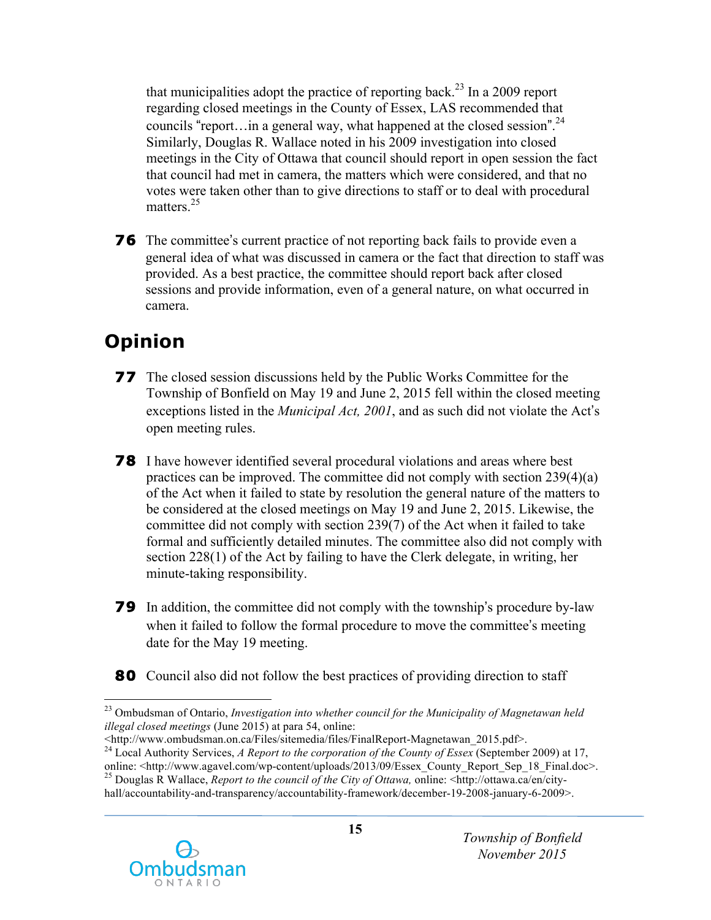that municipalities adopt the practice of reporting back.[23] In a 2009 report regarding closed meetings in the County of Essex, LAS recommended that councils "report…in a general way, what happened at the closed session".[24] Similarly, Douglas R. Wallace noted in his 2009 investigation into closed meetings in the City of Ottawa that council should report in open session the fact that council had met in camera, the matters which were considered, and that no votes were taken other than to give directions to staff or to deal with procedural matters.[25]

**76** The committee's current practice of not reporting back fails to provide even a general idea of what was discussed in camera or the fact that direction to staff was provided. As a best practice, the committee should report back after closed sessions and provide information, even of a general nature, on what occurred in camera.

## Opinion

**77** The closed session discussions held by the Public Works Committee for the Township of Bonfield on May 19 and June 2, 2015 fell within the closed meeting exceptions listed in the *Municipal Act, 2001*, and as such did not violate the Act's open meeting rules.

**78** I have however identified several procedural violations and areas where best practices can be improved. The committee did not comply with section 239(4)(a) of the Act when it failed to state by resolution the general nature of the matters to be considered at the closed meetings on May 19 and June 2, 2015. Likewise, the committee did not comply with section 239(7) of the Act when it failed to take formal and sufficiently detailed minutes. The committee also did not comply with section 228(1) of the Act by failing to have the Clerk delegate, in writing, her minute-taking responsibility.

**79** In addition, the committee did not comply with the township's procedure by-law when it failed to follow the formal procedure to move the committee's meeting date for the May 19 meeting.

**80** Council also did not follow the best practices of providing direction to staff

---

[23] Ombudsman of Ontario, *Investigation into whether council for the Municipality of Magnetawan held illegal closed meetings* (June 2015) at para 54, online: <http://www.ombudsman.on.ca/Files/sitemedia/files/FinalReport-Magnetawan_2015.pdf>.

[24] Local Authority Services, *A Report to the corporation of the County of Essex* (September 2009) at 17, online: <http://www.agavel.com/wp-content/uploads/2013/09/Essex_County_Report_Sep_18_Final.doc>.

[25] Douglas R Wallace, *Report to the council of the City of Ottawa,* online: <http://ottawa.ca/en/city-hall/accountability-and-transparency/accountability-framework/december-19-2008-january-6-2009>.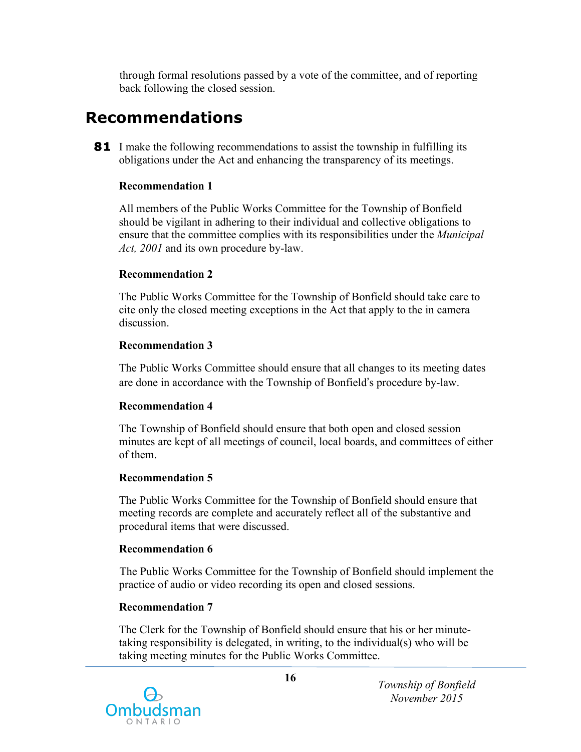through formal resolutions passed by a vote of the committee, and of reporting back following the closed session.

## Recommendations

**81** I make the following recommendations to assist the township in fulfilling its obligations under the Act and enhancing the transparency of its meetings.

**Recommendation 1**

All members of the Public Works Committee for the Township of Bonfield should be vigilant in adhering to their individual and collective obligations to ensure that the committee complies with its responsibilities under the *Municipal Act, 2001* and its own procedure by-law.

**Recommendation 2**

The Public Works Committee for the Township of Bonfield should take care to cite only the closed meeting exceptions in the Act that apply to the in camera discussion.

**Recommendation 3**

The Public Works Committee should ensure that all changes to its meeting dates are done in accordance with the Township of Bonfield's procedure by-law.

**Recommendation 4**

The Township of Bonfield should ensure that both open and closed session minutes are kept of all meetings of council, local boards, and committees of either of them.

**Recommendation 5**

The Public Works Committee for the Township of Bonfield should ensure that meeting records are complete and accurately reflect all of the substantive and procedural items that were discussed.

**Recommendation 6**

The Public Works Committee for the Township of Bonfield should implement the practice of audio or video recording its open and closed sessions.

**Recommendation 7**

The Clerk for the Township of Bonfield should ensure that his or her minute-taking responsibility is delegated, in writing, to the individual(s) who will be taking meeting minutes for the Public Works Committee.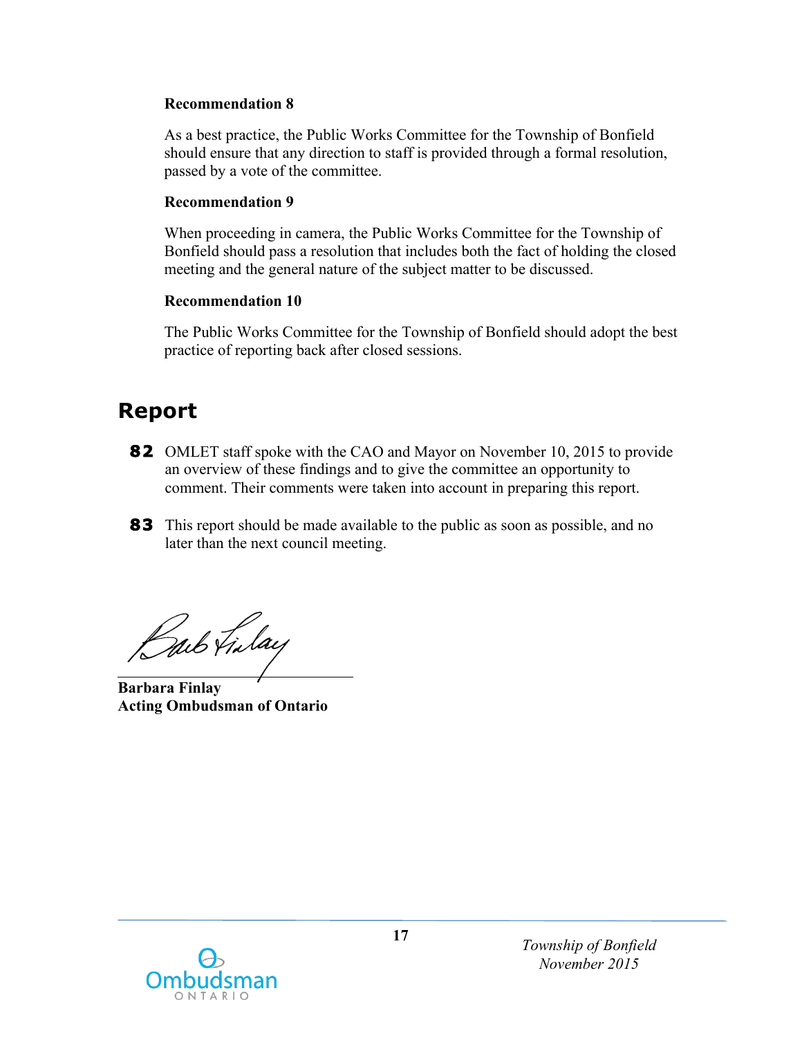**Recommendation 8**

As a best practice, the Public Works Committee for the Township of Bonfield should ensure that any direction to staff is provided through a formal resolution, passed by a vote of the committee.

**Recommendation 9**

When proceeding in camera, the Public Works Committee for the Township of Bonfield should pass a resolution that includes both the fact of holding the closed meeting and the general nature of the subject matter to be discussed.

**Recommendation 10**

The Public Works Committee for the Township of Bonfield should adopt the best practice of reporting back after closed sessions.

## Report

**82** OMLET staff spoke with the CAO and Mayor on November 10, 2015 to provide an overview of these findings and to give the committee an opportunity to comment. Their comments were taken into account in preparing this report.

**83** This report should be made available to the public as soon as possible, and no later than the next council meeting.

**Barbara Finlay**
**Acting Ombudsman of Ontario**